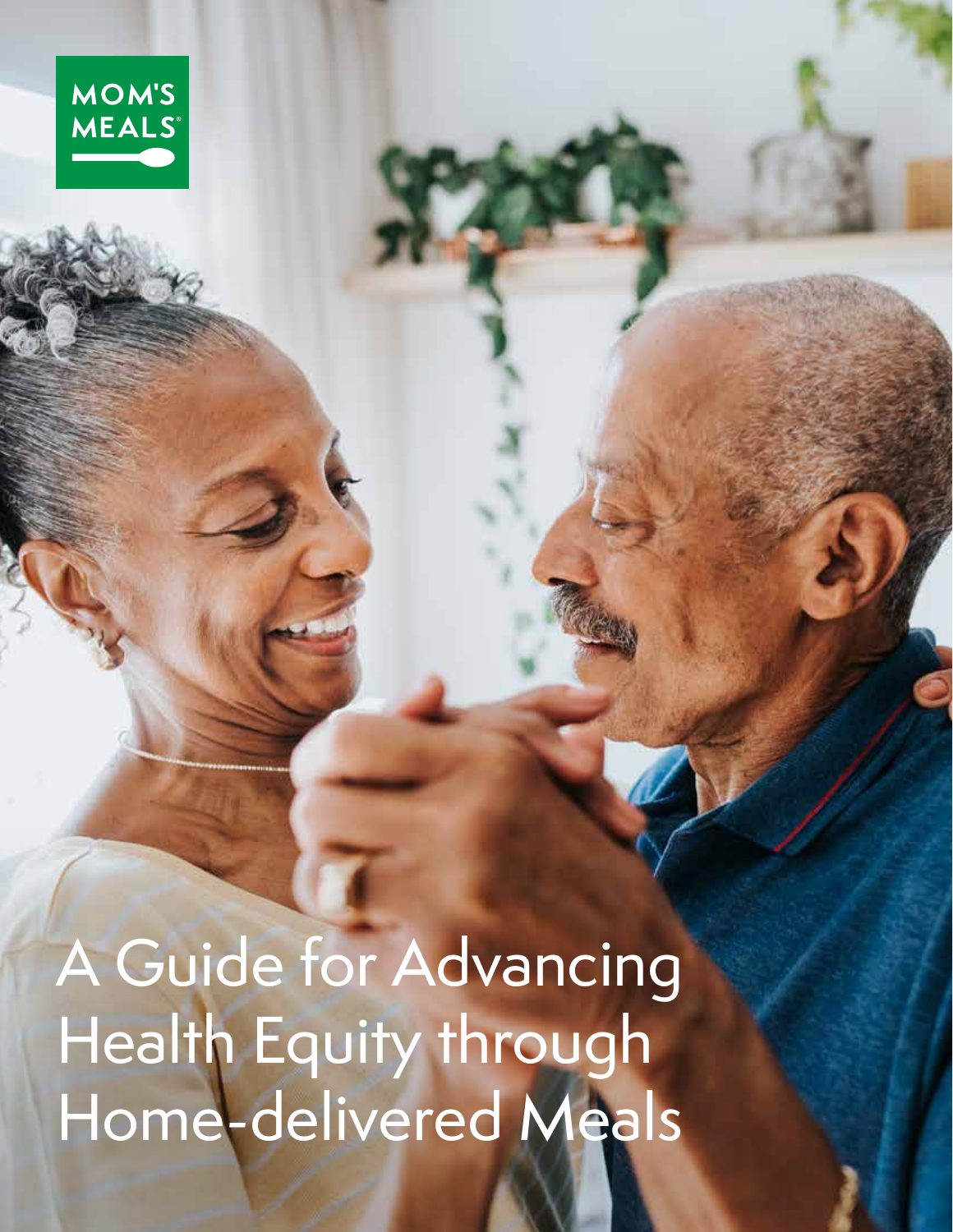MOM'S MEALS®

# A Guide for Advancing Health Equity through Home-delivered Meals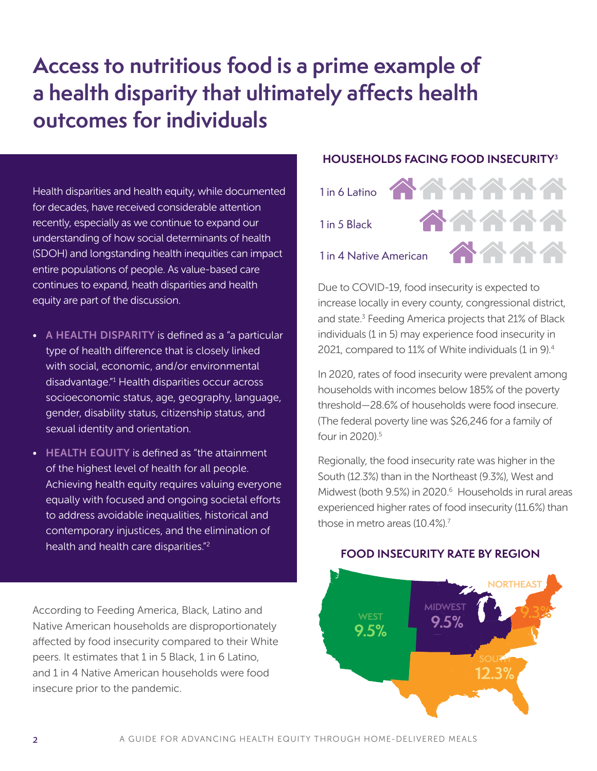# Access to nutritious food is a prime example of a health disparity that ultimately affects health outcomes for individuals

Health disparities and health equity, while documented for decades, have received considerable attention recently, especially as we continue to expand our understanding of how social determinants of health (SDOH) and longstanding health inequities can impact entire populations of people. As value-based care continues to expand, heath disparities and health equity are part of the discussion.

- **A HEALTH DISPARITY** is defined as a "a particular type of health difference that is closely linked with social, economic, and/or environmental disadvantage."[1] Health disparities occur across socioeconomic status, age, geography, language, gender, disability status, citizenship status, and sexual identity and orientation.
- **HEALTH EQUITY** is defined as "the attainment of the highest level of health for all people. Achieving health equity requires valuing everyone equally with focused and ongoing societal efforts to address avoidable inequalities, historical and contemporary injustices, and the elimination of health and health care disparities."[2]

According to Feeding America, Black, Latino and Native American households are disproportionately affected by food insecurity compared to their White peers. It estimates that 1 in 5 Black, 1 in 6 Latino, and 1 in 4 Native American households were food insecure prior to the pandemic.

## HOUSEHOLDS FACING FOOD INSECURITY[3]

- 1 in 6 Latino
- 1 in 5 Black
- 1 in 4 Native American

Due to COVID-19, food insecurity is expected to increase locally in every county, congressional district, and state.[3] Feeding America projects that 21% of Black individuals (1 in 5) may experience food insecurity in 2021, compared to 11% of White individuals (1 in 9).[4]

In 2020, rates of food insecurity were prevalent among households with incomes below 185% of the poverty threshold—28.6% of households were food insecure. (The federal poverty line was $26,246 for a family of four in 2020).[5]

Regionally, the food insecurity rate was higher in the South (12.3%) than in the Northeast (9.3%), West and Midwest (both 9.5%) in 2020.[6] Households in rural areas experienced higher rates of food insecurity (11.6%) than those in metro areas (10.4%).[7]

## FOOD INSECURITY RATE BY REGION

- WEST 9.5%
- MIDWEST 9.5%
- NORTHEAST 9.3%
- SOUTH 12.3%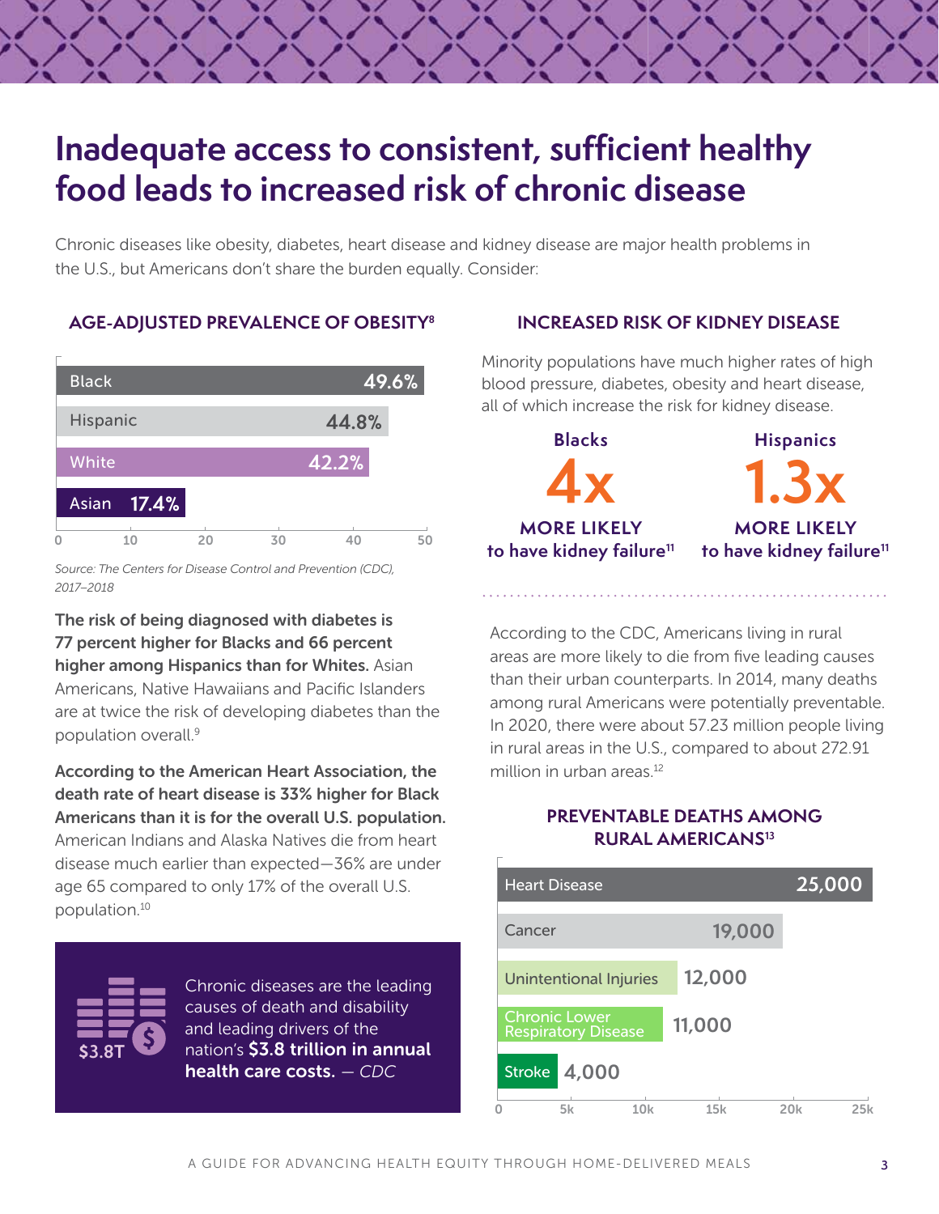# Inadequate access to consistent, sufficient healthy food leads to increased risk of chronic disease

Chronic diseases like obesity, diabetes, heart disease and kidney disease are major health problems in the U.S., but Americans don't share the burden equally. Consider:

### AGE-ADJUSTED PREVALENCE OF OBESITY[8]

| Group | Prevalence |
|---|---|
| Black | 49.6% |
| Hispanic | 44.8% |
| White | 42.2% |
| Asian | 17.4% |

*Source: The Centers for Disease Control and Prevention (CDC), 2017–2018*

**The risk of being diagnosed with diabetes is 77 percent higher for Blacks and 66 percent higher among Hispanics than for Whites.** Asian Americans, Native Hawaiians and Pacific Islanders are at twice the risk of developing diabetes than the population overall.[9]

**According to the American Heart Association, the death rate of heart disease is 33% higher for Black Americans than it is for the overall U.S. population.** American Indians and Alaska Natives die from heart disease much earlier than expected—36% are under age 65 compared to only 17% of the overall U.S. population.[10]

$3.8T

Chronic diseases are the leading causes of death and disability and leading drivers of the nation's **$3.8 trillion in annual health care costs.** — *CDC*

### INCREASED RISK OF KIDNEY DISEASE

Minority populations have much higher rates of high blood pressure, diabetes, obesity and heart disease, all of which increase the risk for kidney disease.

**Blacks**
**4x**
**MORE LIKELY**
**to have kidney failure[11]**

**Hispanics**
**1.3x**
**MORE LIKELY**
**to have kidney failure[11]**

According to the CDC, Americans living in rural areas are more likely to die from five leading causes than their urban counterparts. In 2014, many deaths among rural Americans were potentially preventable. In 2020, there were about 57.23 million people living in rural areas in the U.S., compared to about 272.91 million in urban areas.[12]

### PREVENTABLE DEATHS AMONG RURAL AMERICANS[13]

| Cause | Deaths |
|---|---|
| Heart Disease | 25,000 |
| Cancer | 19,000 |
| Unintentional Injuries | 12,000 |
| Chronic Lower Respiratory Disease | 11,000 |
| Stroke | 4,000 |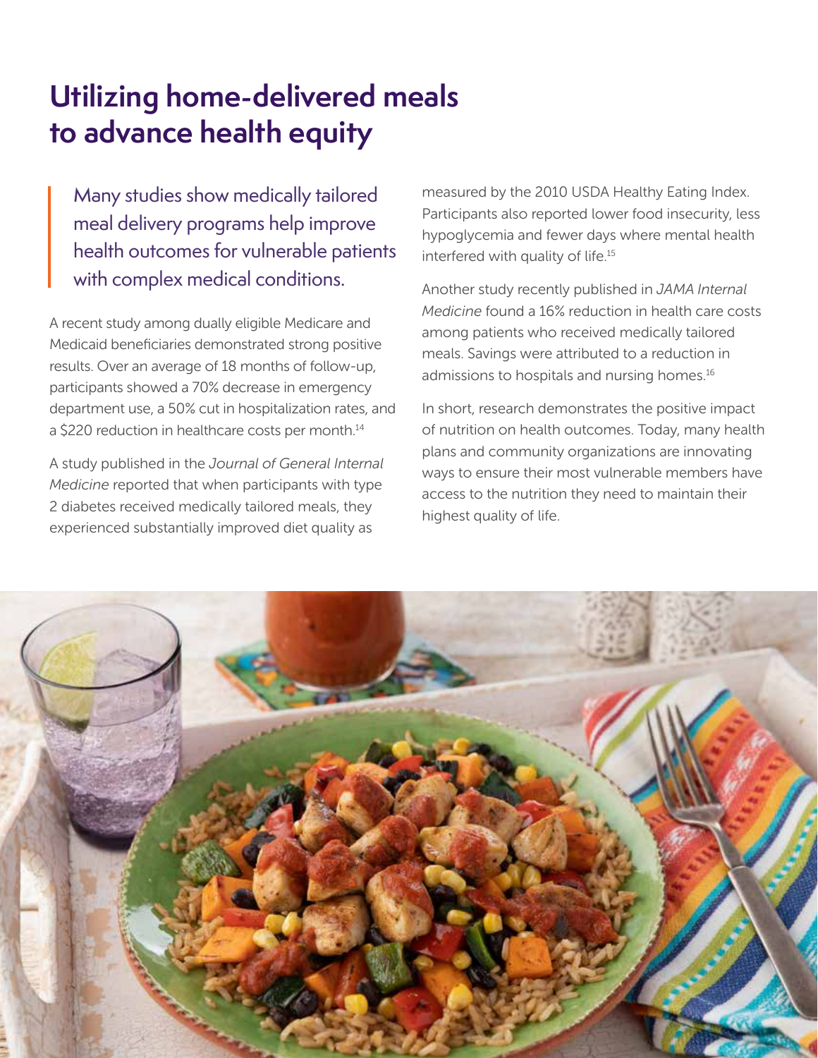# Utilizing home-delivered meals to advance health equity

> Many studies show medically tailored meal delivery programs help improve health outcomes for vulnerable patients with complex medical conditions.

A recent study among dually eligible Medicare and Medicaid beneficiaries demonstrated strong positive results. Over an average of 18 months of follow-up, participants showed a 70% decrease in emergency department use, a 50% cut in hospitalization rates, and a $220 reduction in healthcare costs per month.[14]

A study published in the *Journal of General Internal Medicine* reported that when participants with type 2 diabetes received medically tailored meals, they experienced substantially improved diet quality as measured by the 2010 USDA Healthy Eating Index. Participants also reported lower food insecurity, less hypoglycemia and fewer days where mental health interfered with quality of life.[15]

Another study recently published in *JAMA Internal Medicine* found a 16% reduction in health care costs among patients who received medically tailored meals. Savings were attributed to a reduction in admissions to hospitals and nursing homes.[16]

In short, research demonstrates the positive impact of nutrition on health outcomes. Today, many health plans and community organizations are innovating ways to ensure their most vulnerable members have access to the nutrition they need to maintain their highest quality of life.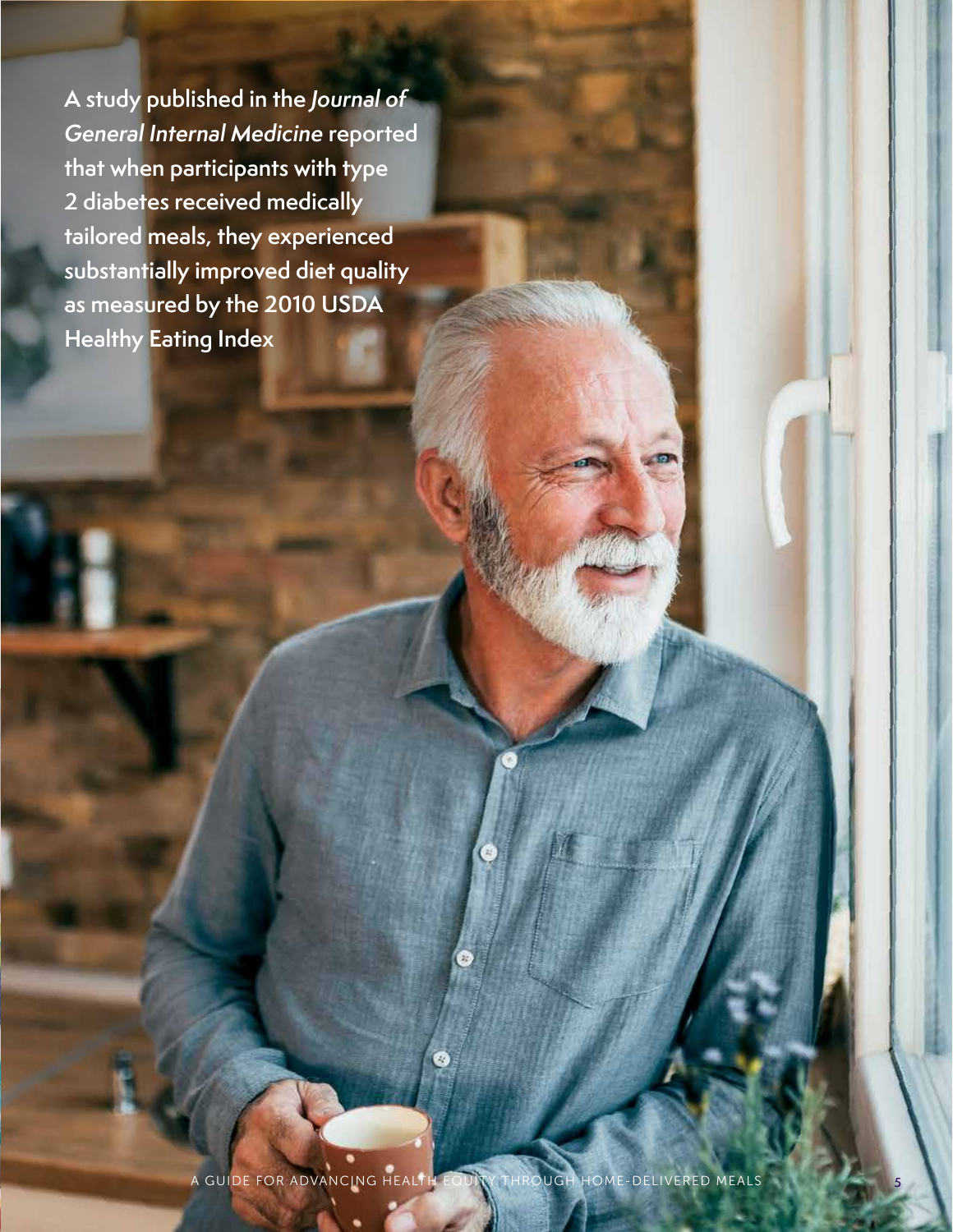A study published in the *Journal of General Internal Medicine* reported that when participants with type 2 diabetes received medically tailored meals, they experienced substantially improved diet quality as measured by the 2010 USDA Healthy Eating Index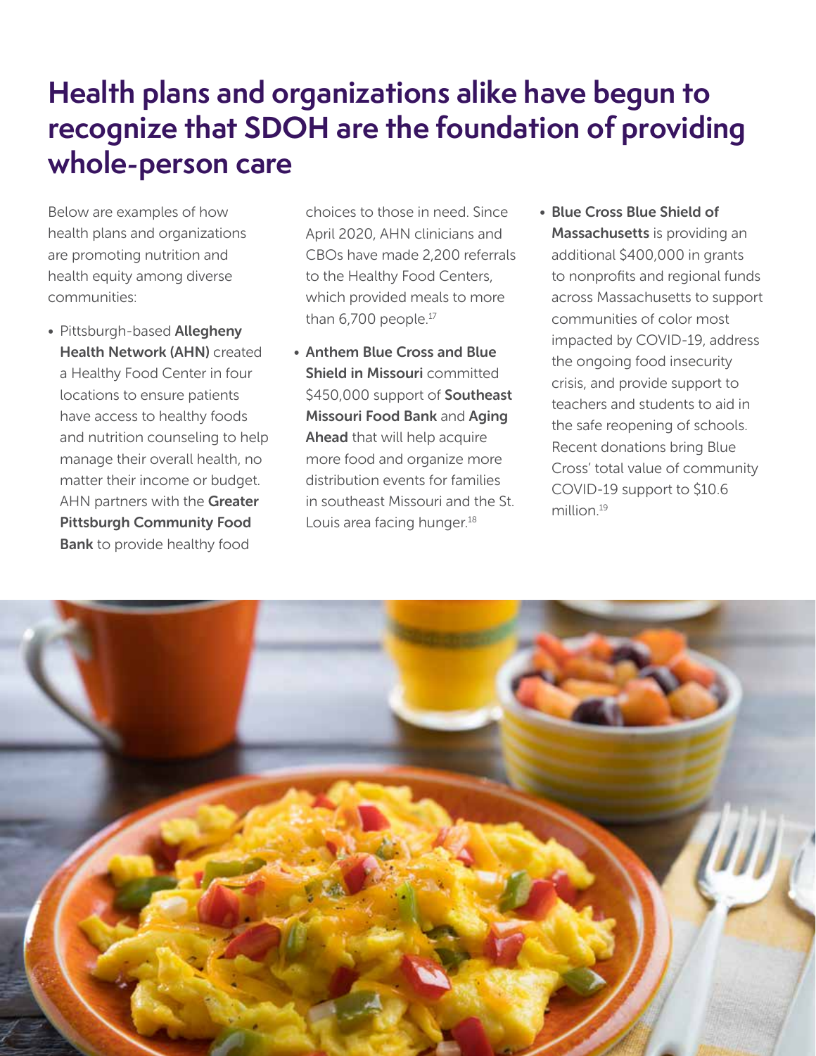# Health plans and organizations alike have begun to recognize that SDOH are the foundation of providing whole-person care

Below are examples of how health plans and organizations are promoting nutrition and health equity among diverse communities:

- Pittsburgh-based **Allegheny Health Network (AHN)** created a Healthy Food Center in four locations to ensure patients have access to healthy foods and nutrition counseling to help manage their overall health, no matter their income or budget. AHN partners with the **Greater Pittsburgh Community Food Bank** to provide healthy food choices to those in need. Since April 2020, AHN clinicians and CBOs have made 2,200 referrals to the Healthy Food Centers, which provided meals to more than 6,700 people.[17]
- **Anthem Blue Cross and Blue Shield in Missouri** committed $450,000 support of **Southeast Missouri Food Bank** and **Aging Ahead** that will help acquire more food and organize more distribution events for families in southeast Missouri and the St. Louis area facing hunger.[18]
- **Blue Cross Blue Shield of Massachusetts** is providing an additional $400,000 in grants to nonprofits and regional funds across Massachusetts to support communities of color most impacted by COVID-19, address the ongoing food insecurity crisis, and provide support to teachers and students to aid in the safe reopening of schools. Recent donations bring Blue Cross' total value of community COVID-19 support to $10.6 million.[19]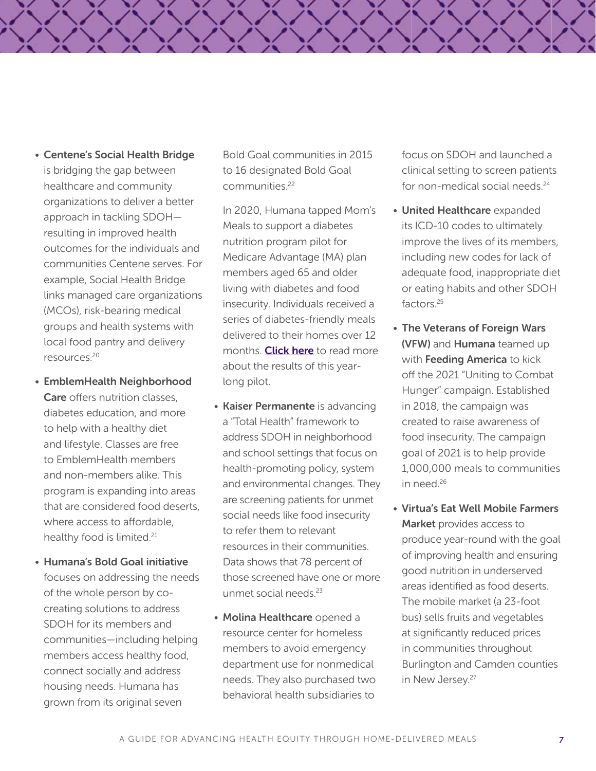- **Centene's Social Health Bridge** is bridging the gap between healthcare and community organizations to deliver a better approach in tackling SDOH—resulting in improved health outcomes for the individuals and communities Centene serves. For example, Social Health Bridge links managed care organizations (MCOs), risk-bearing medical groups and health systems with local food pantry and delivery resources.[20]
- **EmblemHealth Neighborhood Care** offers nutrition classes, diabetes education, and more to help with a healthy diet and lifestyle. Classes are free to EmblemHealth members and non-members alike. This program is expanding into areas that are considered food deserts, where access to affordable, healthy food is limited.[21]
- **Humana's Bold Goal initiative** focuses on addressing the needs of the whole person by co-creating solutions to address SDOH for its members and communities—including helping members access healthy food, connect socially and address housing needs. Humana has grown from its original seven Bold Goal communities in 2015 to 16 designated Bold Goal communities.[22]

  In 2020, Humana tapped Mom's Meals to support a diabetes nutrition program pilot for Medicare Advantage (MA) plan members aged 65 and older living with diabetes and food insecurity. Individuals received a series of diabetes-friendly meals delivered to their homes over 12 months. **Click here** to read more about the results of this year-long pilot.
- **Kaiser Permanente** is advancing a "Total Health" framework to address SDOH in neighborhood and school settings that focus on health-promoting policy, system and environmental changes. They are screening patients for unmet social needs like food insecurity to refer them to relevant resources in their communities. Data shows that 78 percent of those screened have one or more unmet social needs.[23]
- **Molina Healthcare** opened a resource center for homeless members to avoid emergency department use for nonmedical needs. They also purchased two behavioral health subsidiaries to focus on SDOH and launched a clinical setting to screen patients for non-medical social needs.[24]
- **United Healthcare** expanded its ICD-10 codes to ultimately improve the lives of its members, including new codes for lack of adequate food, inappropriate diet or eating habits and other SDOH factors.[25]
- **The Veterans of Foreign Wars (VFW)** and **Humana** teamed up with **Feeding America** to kick off the 2021 "Uniting to Combat Hunger" campaign. Established in 2018, the campaign was created to raise awareness of food insecurity. The campaign goal of 2021 is to help provide 1,000,000 meals to communities in need.[26]
- **Virtua's Eat Well Mobile Farmers Market** provides access to produce year-round with the goal of improving health and ensuring good nutrition in underserved areas identified as food deserts. The mobile market (a 23-foot bus) sells fruits and vegetables at significantly reduced prices in communities throughout Burlington and Camden counties in New Jersey.[27]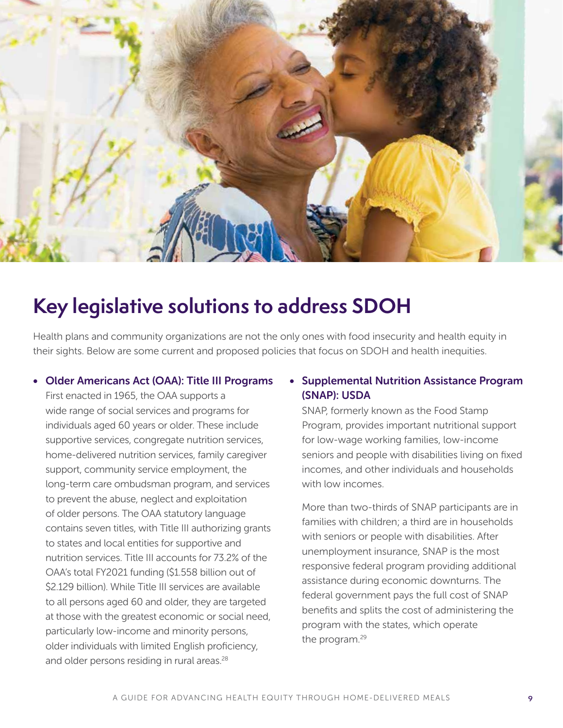# Key legislative solutions to address SDOH

Health plans and community organizations are not the only ones with food insecurity and health equity in their sights. Below are some current and proposed policies that focus on SDOH and health inequities.

- **Older Americans Act (OAA): Title III Programs**
  First enacted in 1965, the OAA supports a wide range of social services and programs for individuals aged 60 years or older. These include supportive services, congregate nutrition services, home-delivered nutrition services, family caregiver support, community service employment, the long-term care ombudsman program, and services to prevent the abuse, neglect and exploitation of older persons. The OAA statutory language contains seven titles, with Title III authorizing grants to states and local entities for supportive and nutrition services. Title III accounts for 73.2% of the OAA's total FY2021 funding ($1.558 billion out of $2.129 billion). While Title III services are available to all persons aged 60 and older, they are targeted at those with the greatest economic or social need, particularly low-income and minority persons, older individuals with limited English proficiency, and older persons residing in rural areas.[28]

- **Supplemental Nutrition Assistance Program (SNAP): USDA**
  SNAP, formerly known as the Food Stamp Program, provides important nutritional support for low-wage working families, low-income seniors and people with disabilities living on fixed incomes, and other individuals and households with low incomes.

  More than two-thirds of SNAP participants are in families with children; a third are in households with seniors or people with disabilities. After unemployment insurance, SNAP is the most responsive federal program providing additional assistance during economic downturns. The federal government pays the full cost of SNAP benefits and splits the cost of administering the program with the states, which operate the program.[29]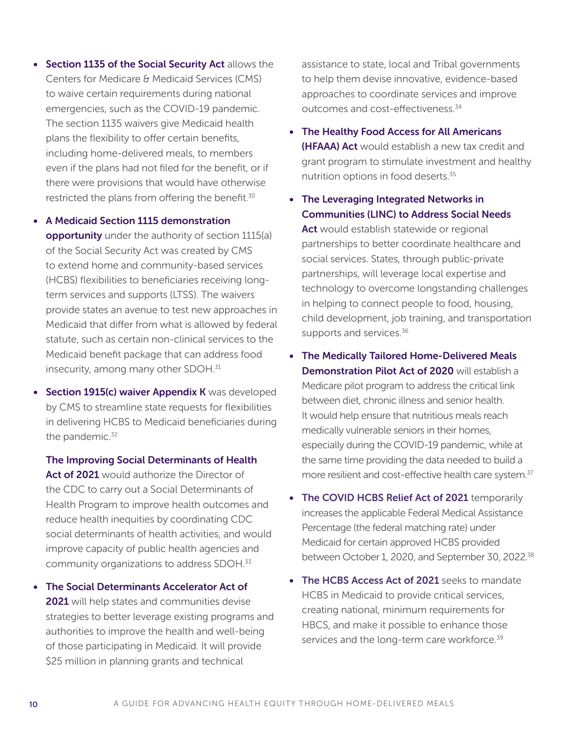- **Section 1135 of the Social Security Act** allows the Centers for Medicare & Medicaid Services (CMS) to waive certain requirements during national emergencies, such as the COVID-19 pandemic. The section 1135 waivers give Medicaid health plans the flexibility to offer certain benefits, including home-delivered meals, to members even if the plans had not filed for the benefit, or if there were provisions that would have otherwise restricted the plans from offering the benefit.[30]

- **A Medicaid Section 1115 demonstration opportunity** under the authority of section 1115(a) of the Social Security Act was created by CMS to extend home and community-based services (HCBS) flexibilities to beneficiaries receiving long-term services and supports (LTSS). The waivers provide states an avenue to test new approaches in Medicaid that differ from what is allowed by federal statute, such as certain non-clinical services to the Medicaid benefit package that can address food insecurity, among many other SDOH.[31]

- **Section 1915(c) waiver Appendix K** was developed by CMS to streamline state requests for flexibilities in delivering HCBS to Medicaid beneficiaries during the pandemic.[32]

  **The Improving Social Determinants of Health Act of 2021** would authorize the Director of the CDC to carry out a Social Determinants of Health Program to improve health outcomes and reduce health inequities by coordinating CDC social determinants of health activities, and would improve capacity of public health agencies and community organizations to address SDOH.[33]

- **The Social Determinants Accelerator Act of 2021** will help states and communities devise strategies to better leverage existing programs and authorities to improve the health and well-being of those participating in Medicaid. It will provide $25 million in planning grants and technical assistance to state, local and Tribal governments to help them devise innovative, evidence-based approaches to coordinate services and improve outcomes and cost-effectiveness.[34]

- **The Healthy Food Access for All Americans (HFAAA) Act** would establish a new tax credit and grant program to stimulate investment and healthy nutrition options in food deserts.[35]

- **The Leveraging Integrated Networks in Communities (LINC) to Address Social Needs Act** would establish statewide or regional partnerships to better coordinate healthcare and social services. States, through public-private partnerships, will leverage local expertise and technology to overcome longstanding challenges in helping to connect people to food, housing, child development, job training, and transportation supports and services.[36]

- **The Medically Tailored Home-Delivered Meals Demonstration Pilot Act of 2020** will establish a Medicare pilot program to address the critical link between diet, chronic illness and senior health. It would help ensure that nutritious meals reach medically vulnerable seniors in their homes, especially during the COVID-19 pandemic, while at the same time providing the data needed to build a more resilient and cost-effective health care system.[37]

- **The COVID HCBS Relief Act of 2021** temporarily increases the applicable Federal Medical Assistance Percentage (the federal matching rate) under Medicaid for certain approved HCBS provided between October 1, 2020, and September 30, 2022.[38]

- **The HCBS Access Act of 2021** seeks to mandate HCBS in Medicaid to provide critical services, creating national, minimum requirements for HBCS, and make it possible to enhance those services and the long-term care workforce.[39]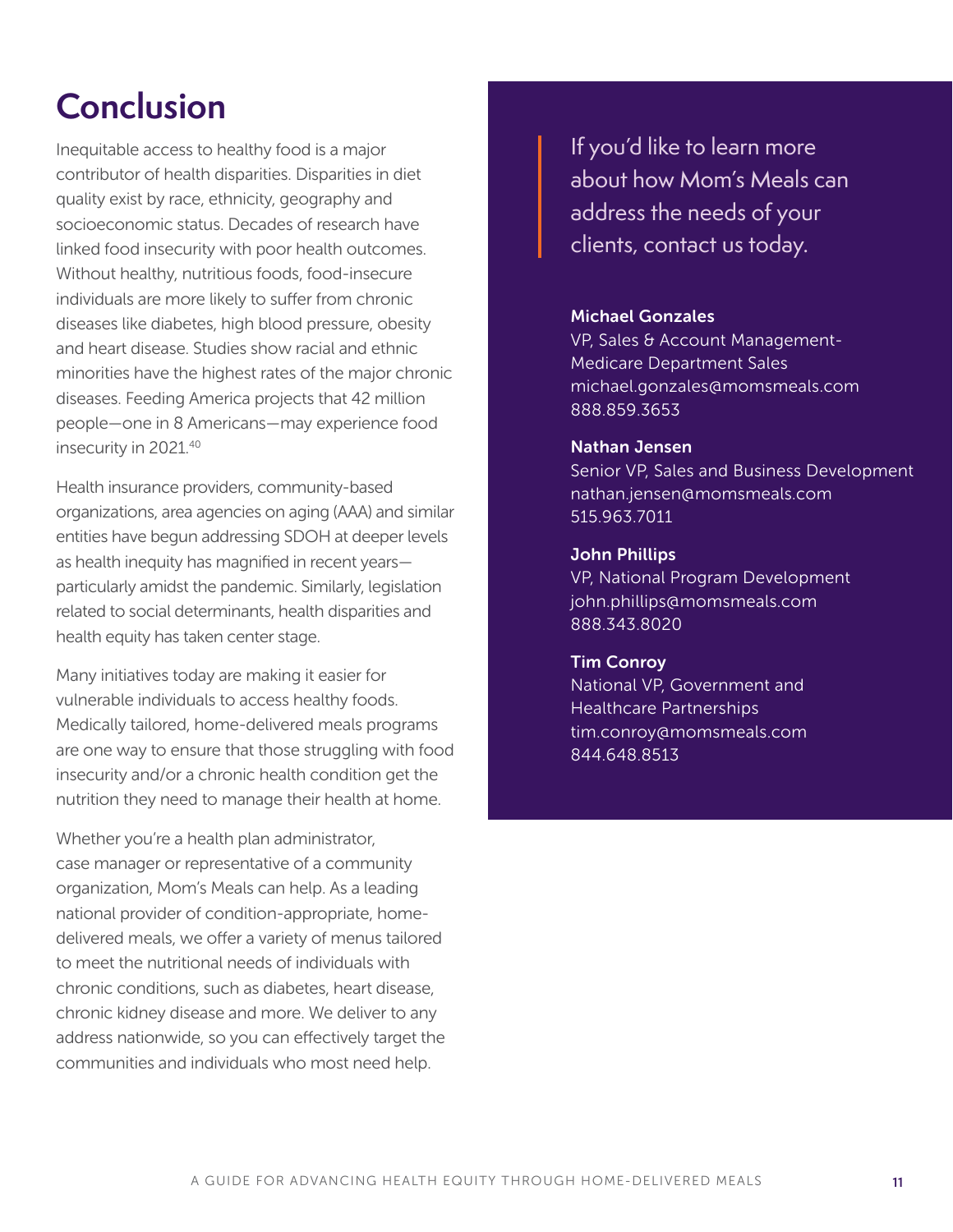# Conclusion

Inequitable access to healthy food is a major contributor of health disparities. Disparities in diet quality exist by race, ethnicity, geography and socioeconomic status. Decades of research have linked food insecurity with poor health outcomes. Without healthy, nutritious foods, food-insecure individuals are more likely to suffer from chronic diseases like diabetes, high blood pressure, obesity and heart disease. Studies show racial and ethnic minorities have the highest rates of the major chronic diseases. Feeding America projects that 42 million people—one in 8 Americans—may experience food insecurity in 2021.[40]

Health insurance providers, community-based organizations, area agencies on aging (AAA) and similar entities have begun addressing SDOH at deeper levels as health inequity has magnified in recent years—particularly amidst the pandemic. Similarly, legislation related to social determinants, health disparities and health equity has taken center stage.

Many initiatives today are making it easier for vulnerable individuals to access healthy foods. Medically tailored, home-delivered meals programs are one way to ensure that those struggling with food insecurity and/or a chronic health condition get the nutrition they need to manage their health at home.

Whether you're a health plan administrator, case manager or representative of a community organization, Mom's Meals can help. As a leading national provider of condition-appropriate, home-delivered meals, we offer a variety of menus tailored to meet the nutritional needs of individuals with chronic conditions, such as diabetes, heart disease, chronic kidney disease and more. We deliver to any address nationwide, so you can effectively target the communities and individuals who most need help.

> If you'd like to learn more about how Mom's Meals can address the needs of your clients, contact us today.

**Michael Gonzales**
VP, Sales & Account Management-Medicare Department Sales
michael.gonzales@momsmeals.com
888.859.3653

**Nathan Jensen**
Senior VP, Sales and Business Development
nathan.jensen@momsmeals.com
515.963.7011

**John Phillips**
VP, National Program Development
john.phillips@momsmeals.com
888.343.8020

**Tim Conroy**
National VP, Government and Healthcare Partnerships
tim.conroy@momsmeals.com
844.648.8513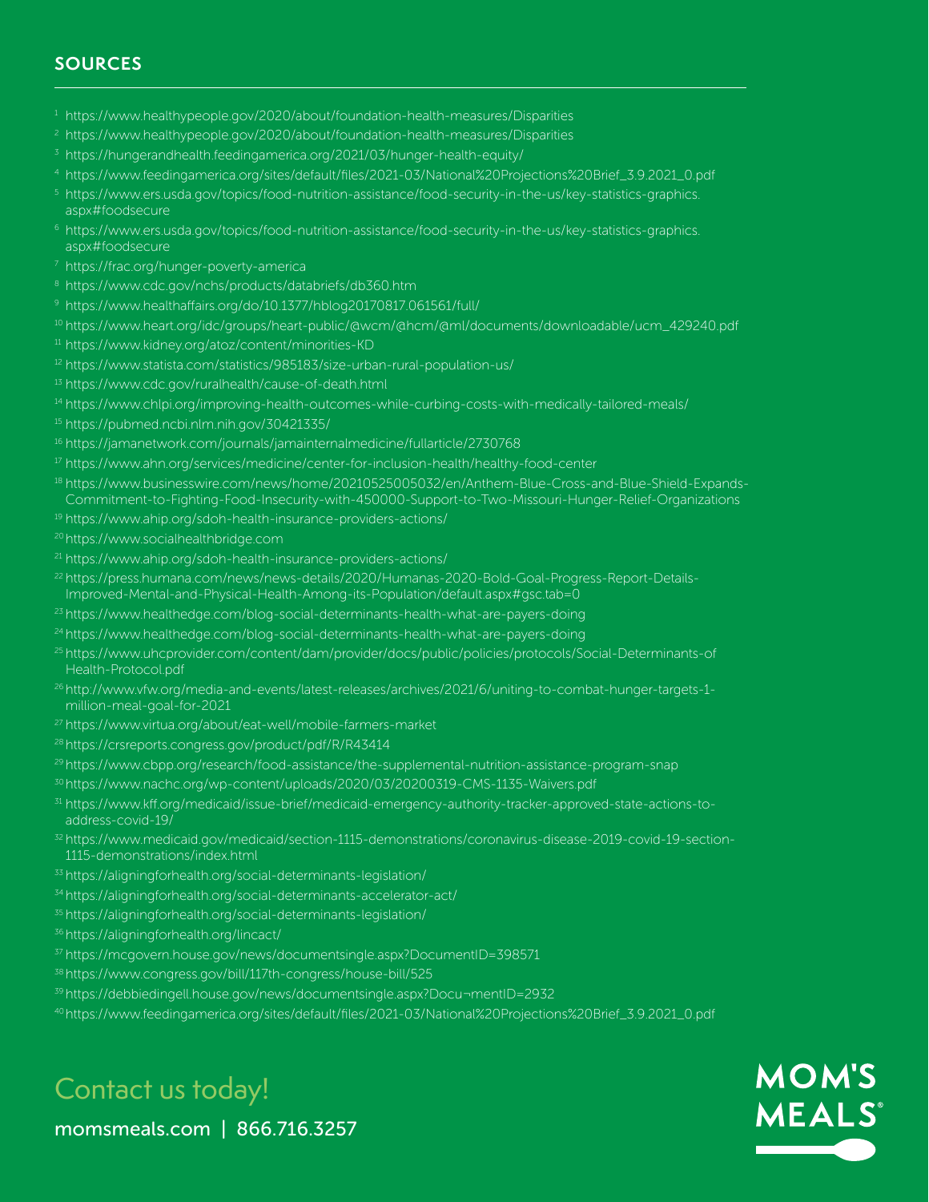## SOURCES

[1] https://www.healthypeople.gov/2020/about/foundation-health-measures/Disparities

[2] https://www.healthypeople.gov/2020/about/foundation-health-measures/Disparities

[3] https://hungerandhealth.feedingamerica.org/2021/03/hunger-health-equity/

[4] https://www.feedingamerica.org/sites/default/files/2021-03/National%20Projections%20Brief_3.9.2021_0.pdf

[5] https://www.ers.usda.gov/topics/food-nutrition-assistance/food-security-in-the-us/key-statistics-graphics.aspx#foodsecure

[6] https://www.ers.usda.gov/topics/food-nutrition-assistance/food-security-in-the-us/key-statistics-graphics.aspx#foodsecure

[7] https://frac.org/hunger-poverty-america

[8] https://www.cdc.gov/nchs/products/databriefs/db360.htm

[9] https://www.healthaffairs.org/do/10.1377/hblog20170817.061561/full/

[10] https://www.heart.org/idc/groups/heart-public/@wcm/@hcm/@ml/documents/downloadable/ucm_429240.pdf

[11] https://www.kidney.org/atoz/content/minorities-KD

[12] https://www.statista.com/statistics/985183/size-urban-rural-population-us/

[13] https://www.cdc.gov/ruralhealth/cause-of-death.html

[14] https://www.chlpi.org/improving-health-outcomes-while-curbing-costs-with-medically-tailored-meals/

[15] https://pubmed.ncbi.nlm.nih.gov/30421335/

[16] https://jamanetwork.com/journals/jamainternalmedicine/fullarticle/2730768

[17] https://www.ahn.org/services/medicine/center-for-inclusion-health/healthy-food-center

[18] https://www.businesswire.com/news/home/20210525005032/en/Anthem-Blue-Cross-and-Blue-Shield-Expands-Commitment-to-Fighting-Food-Insecurity-with-450000-Support-to-Two-Missouri-Hunger-Relief-Organizations

[19] https://www.ahip.org/sdoh-health-insurance-providers-actions/

[20] https://www.socialhealthbridge.com

[21] https://www.ahip.org/sdoh-health-insurance-providers-actions/

[22] https://press.humana.com/news/news-details/2020/Humanas-2020-Bold-Goal-Progress-Report-Details-Improved-Mental-and-Physical-Health-Among-its-Population/default.aspx#gsc.tab=0

[23] https://www.healthedge.com/blog-social-determinants-health-what-are-payers-doing

[24] https://www.healthedge.com/blog-social-determinants-health-what-are-payers-doing

[25] https://www.uhcprovider.com/content/dam/provider/docs/public/policies/protocols/Social-Determinants-of Health-Protocol.pdf

[26] http://www.vfw.org/media-and-events/latest-releases/archives/2021/6/uniting-to-combat-hunger-targets-1-million-meal-goal-for-2021

[27] https://www.virtua.org/about/eat-well/mobile-farmers-market

[28] https://crsreports.congress.gov/product/pdf/R/R43414

[29] https://www.cbpp.org/research/food-assistance/the-supplemental-nutrition-assistance-program-snap

[30] https://www.nachc.org/wp-content/uploads/2020/03/20200319-CMS-1135-Waivers.pdf

[31] https://www.kff.org/medicaid/issue-brief/medicaid-emergency-authority-tracker-approved-state-actions-to-address-covid-19/

[32] https://www.medicaid.gov/medicaid/section-1115-demonstrations/coronavirus-disease-2019-covid-19-section-1115-demonstrations/index.html

[33] https://aligningforhealth.org/social-determinants-legislation/

[34] https://aligningforhealth.org/social-determinants-accelerator-act/

[35] https://aligningforhealth.org/social-determinants-legislation/

[36] https://aligningforhealth.org/lincact/

[37] https://mcgovern.house.gov/news/documentsingle.aspx?DocumentID=398571

[38] https://www.congress.gov/bill/117th-congress/house-bill/525

[39] https://debbiedingell.house.gov/news/documentsingle.aspx?Docu¬mentID=2932

[40] https://www.feedingamerica.org/sites/default/files/2021-03/National%20Projections%20Brief_3.9.2021_0.pdf

## Contact us today!

momsmeals.com | 866.716.3257

MOM'S MEALS®